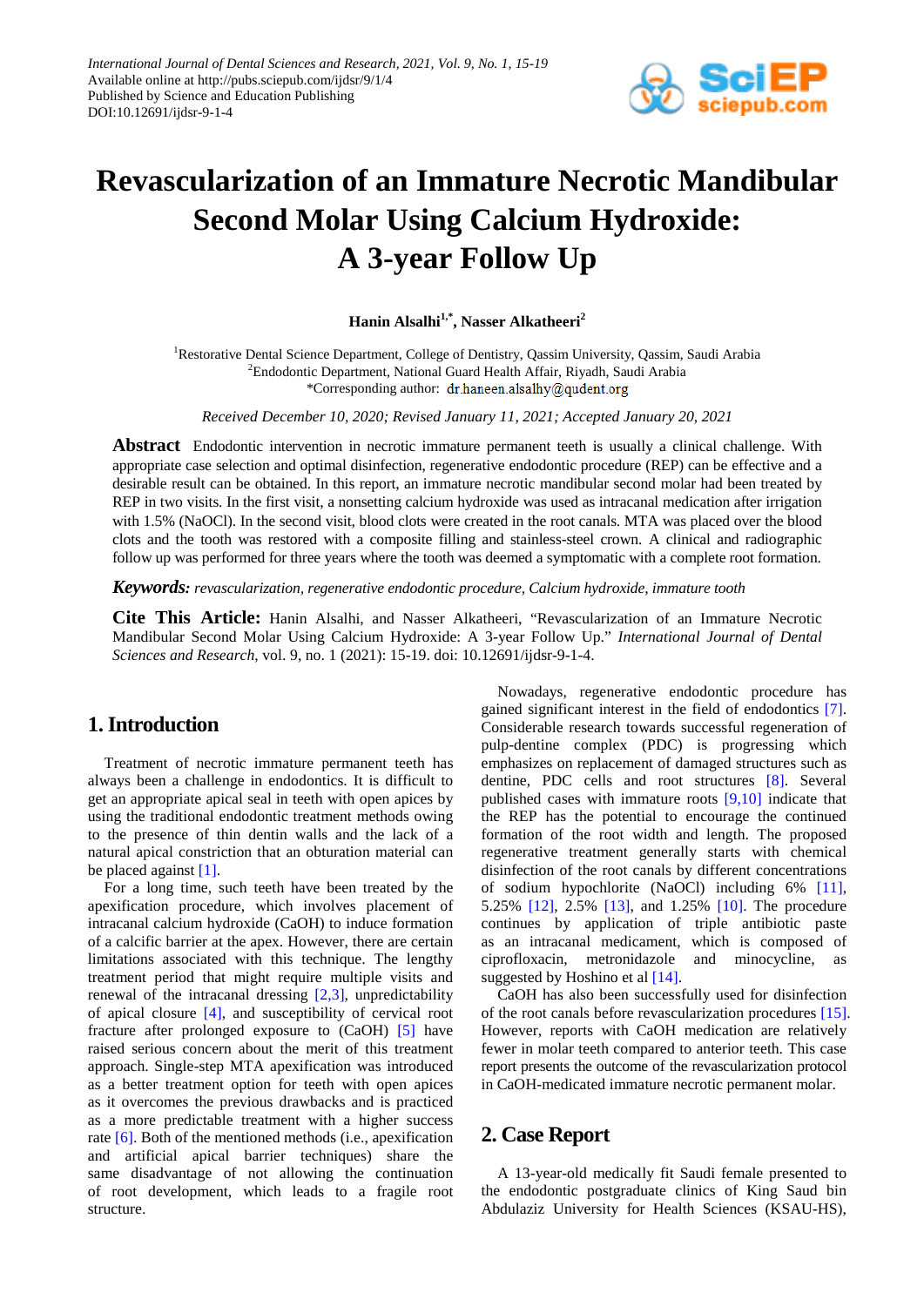# Revascularization of an Immature Necrotic Mandibular Second Molar Using Calcium Hydroxide: A 3-year Follow Up

**Hanin Alsalhi[1,*], Nasser Alkatheeri[2]**

[1]Restorative Dental Science Department, College of Dentistry, Qassim University, Qassim, Saudi Arabia
[2]Endodontic Department, National Guard Health Affair, Riyadh, Saudi Arabia
*Corresponding author: dr.haneen.alsalhy@qudent.org

*Received December 10, 2020; Revised January 11, 2021; Accepted January 20, 2021*

**Abstract** Endodontic intervention in necrotic immature permanent teeth is usually a clinical challenge. With appropriate case selection and optimal disinfection, regenerative endodontic procedure (REP) can be effective and a desirable result can be obtained. In this report, an immature necrotic mandibular second molar had been treated by REP in two visits. In the first visit, a nonsetting calcium hydroxide was used as intracanal medication after irrigation with 1.5% (NaOCl). In the second visit, blood clots were created in the root canals. MTA was placed over the blood clots and the tooth was restored with a composite filling and stainless-steel crown. A clinical and radiographic follow up was performed for three years where the tooth was deemed a symptomatic with a complete root formation.

***Keywords:*** *revascularization, regenerative endodontic procedure, Calcium hydroxide, immature tooth*

**Cite This Article:** Hanin Alsalhi, and Nasser Alkatheeri, "Revascularization of an Immature Necrotic Mandibular Second Molar Using Calcium Hydroxide: A 3-year Follow Up." *International Journal of Dental Sciences and Research*, vol. 9, no. 1 (2021): 15-19. doi: 10.12691/ijdsr-9-1-4.

## 1. Introduction

Treatment of necrotic immature permanent teeth has always been a challenge in endodontics. It is difficult to get an appropriate apical seal in teeth with open apices by using the traditional endodontic treatment methods owing to the presence of thin dentin walls and the lack of a natural apical constriction that an obturation material can be placed against [1].

For a long time, such teeth have been treated by the apexification procedure, which involves placement of intracanal calcium hydroxide (CaOH) to induce formation of a calcific barrier at the apex. However, there are certain limitations associated with this technique. The lengthy treatment period that might require multiple visits and renewal of the intracanal dressing [2,3], unpredictability of apical closure [4], and susceptibility of cervical root fracture after prolonged exposure to (CaOH) [5] have raised serious concern about the merit of this treatment approach. Single-step MTA apexification was introduced as a better treatment option for teeth with open apices as it overcomes the previous drawbacks and is practiced as a more predictable treatment with a higher success rate [6]. Both of the mentioned methods (i.e., apexification and artificial apical barrier techniques) share the same disadvantage of not allowing the continuation of root development, which leads to a fragile root structure.

Nowadays, regenerative endodontic procedure has gained significant interest in the field of endodontics [7]. Considerable research towards successful regeneration of pulp-dentine complex (PDC) is progressing which emphasizes on replacement of damaged structures such as dentine, PDC cells and root structures [8]. Several published cases with immature roots [9,10] indicate that the REP has the potential to encourage the continued formation of the root width and length. The proposed regenerative treatment generally starts with chemical disinfection of the root canals by different concentrations of sodium hypochlorite (NaOCl) including 6% [11], 5.25% [12], 2.5% [13], and 1.25% [10]. The procedure continues by application of triple antibiotic paste as an intracanal medicament, which is composed of ciprofloxacin, metronidazole and minocycline, as suggested by Hoshino et al [14].

CaOH has also been successfully used for disinfection of the root canals before revascularization procedures [15]. However, reports with CaOH medication are relatively fewer in molar teeth compared to anterior teeth. This case report presents the outcome of the revascularization protocol in CaOH-medicated immature necrotic permanent molar.

## 2. Case Report

A 13-year-old medically fit Saudi female presented to the endodontic postgraduate clinics of King Saud bin Abdulaziz University for Health Sciences (KSAU-HS),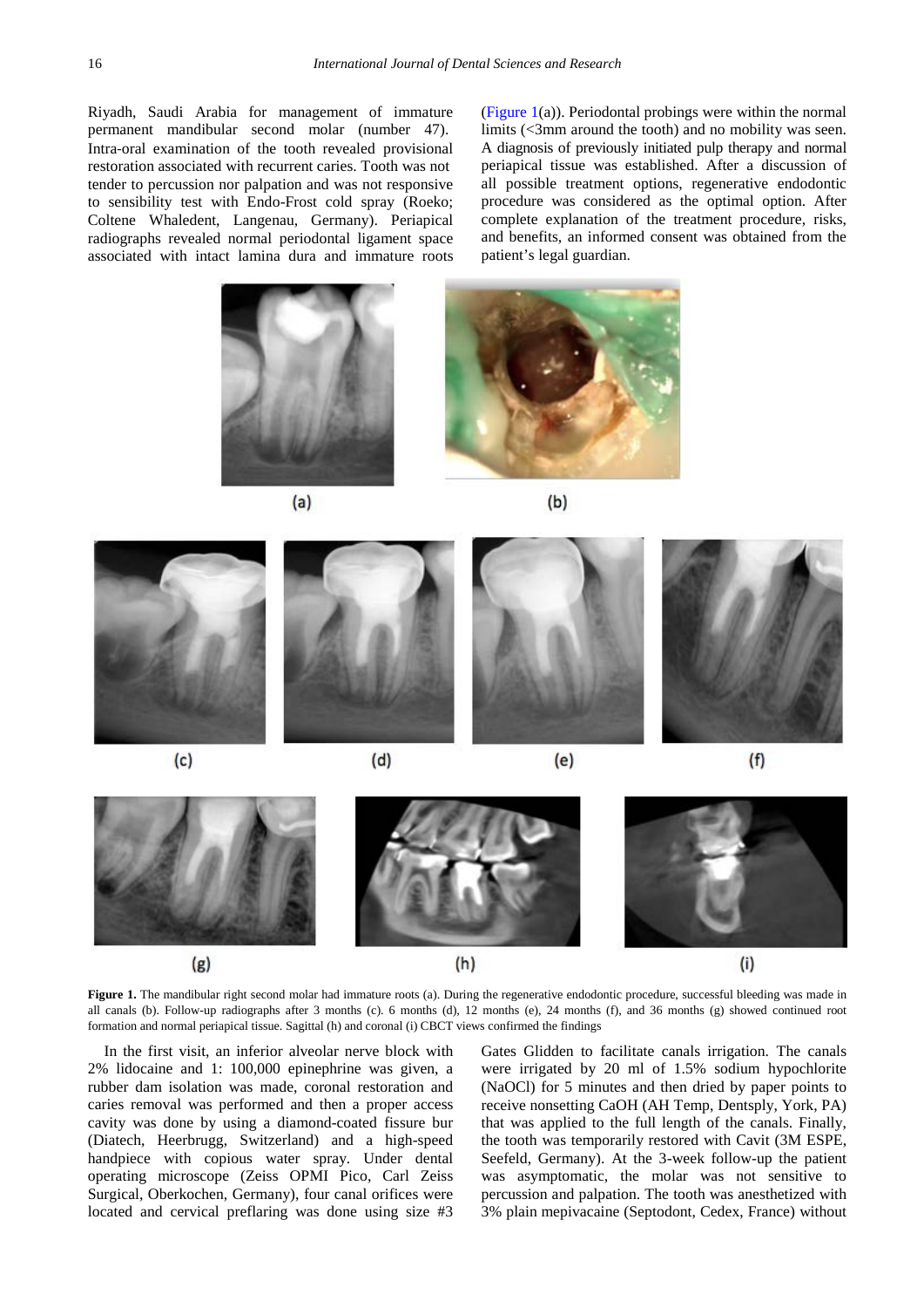Riyadh, Saudi Arabia for management of immature permanent mandibular second molar (number 47). Intra-oral examination of the tooth revealed provisional restoration associated with recurrent caries. Tooth was not tender to percussion nor palpation and was not responsive to sensibility test with Endo-Frost cold spray (Roeko; Coltene Whaledent, Langenau, Germany). Periapical radiographs revealed normal periodontal ligament space associated with intact lamina dura and immature roots (Figure 1(a)). Periodontal probings were within the normal limits (<3mm around the tooth) and no mobility was seen. A diagnosis of previously initiated pulp therapy and normal periapical tissue was established. After a discussion of all possible treatment options, regenerative endodontic procedure was considered as the optimal option. After complete explanation of the treatment procedure, risks, and benefits, an informed consent was obtained from the patient's legal guardian.

**Figure 1.** The mandibular right second molar had immature roots (a). During the regenerative endodontic procedure, successful bleeding was made in all canals (b). Follow-up radiographs after 3 months (c). 6 months (d), 12 months (e), 24 months (f), and 36 months (g) showed continued root formation and normal periapical tissue. Sagittal (h) and coronal (i) CBCT views confirmed the findings

In the first visit, an inferior alveolar nerve block with 2% lidocaine and 1: 100,000 epinephrine was given, a rubber dam isolation was made, coronal restoration and caries removal was performed and then a proper access cavity was done by using a diamond-coated fissure bur (Diatech, Heerbrugg, Switzerland) and a high-speed handpiece with copious water spray. Under dental operating microscope (Zeiss OPMI Pico, Carl Zeiss Surgical, Oberkochen, Germany), four canal orifices were located and cervical preflaring was done using size #3 Gates Glidden to facilitate canals irrigation. The canals were irrigated by 20 ml of 1.5% sodium hypochlorite (NaOCl) for 5 minutes and then dried by paper points to receive nonsetting CaOH (AH Temp, Dentsply, York, PA) that was applied to the full length of the canals. Finally, the tooth was temporarily restored with Cavit (3M ESPE, Seefeld, Germany). At the 3-week follow-up the patient was asymptomatic, the molar was not sensitive to percussion and palpation. The tooth was anesthetized with 3% plain mepivacaine (Septodont, Cedex, France) without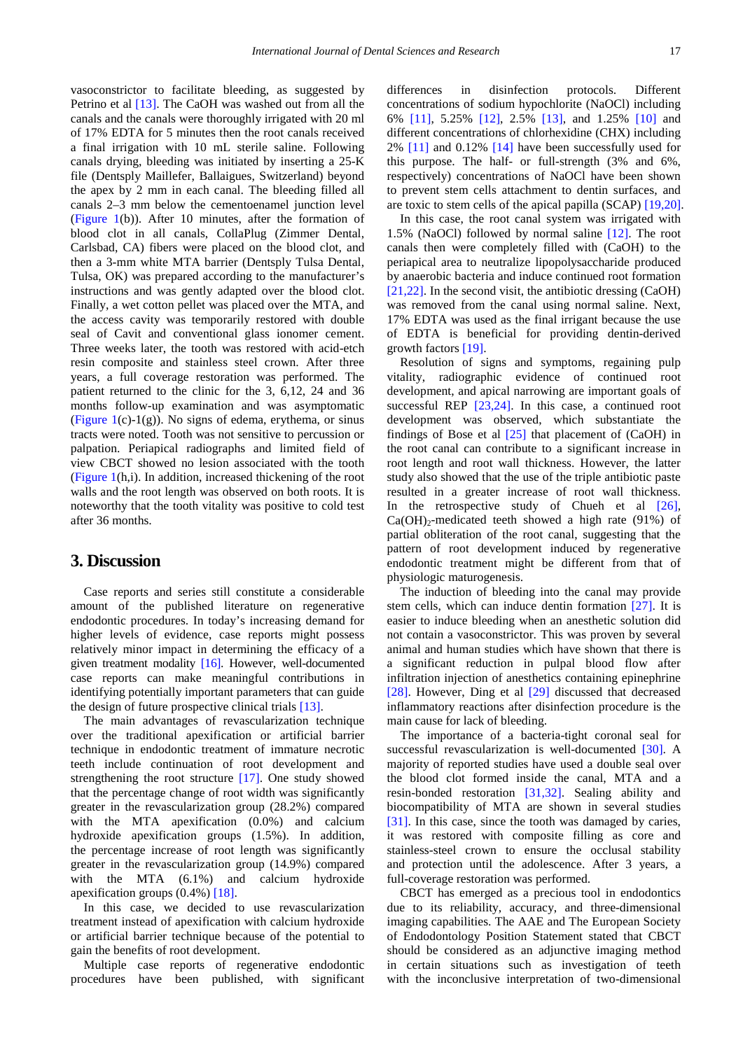vasoconstrictor to facilitate bleeding, as suggested by Petrino et al [13]. The CaOH was washed out from all the canals and the canals were thoroughly irrigated with 20 ml of 17% EDTA for 5 minutes then the root canals received a final irrigation with 10 mL sterile saline. Following canals drying, bleeding was initiated by inserting a 25-K file (Dentsply Maillefer, Ballaigues, Switzerland) beyond the apex by 2 mm in each canal. The bleeding filled all canals 2–3 mm below the cementoenamel junction level (Figure 1(b)). After 10 minutes, after the formation of blood clot in all canals, CollaPlug (Zimmer Dental, Carlsbad, CA) fibers were placed on the blood clot, and then a 3-mm white MTA barrier (Dentsply Tulsa Dental, Tulsa, OK) was prepared according to the manufacturer's instructions and was gently adapted over the blood clot. Finally, a wet cotton pellet was placed over the MTA, and the access cavity was temporarily restored with double seal of Cavit and conventional glass ionomer cement. Three weeks later, the tooth was restored with acid-etch resin composite and stainless steel crown. After three years, a full coverage restoration was performed. The patient returned to the clinic for the 3, 6,12, 24 and 36 months follow-up examination and was asymptomatic (Figure 1(c)-1(g)). No signs of edema, erythema, or sinus tracts were noted. Tooth was not sensitive to percussion or palpation. Periapical radiographs and limited field of view CBCT showed no lesion associated with the tooth (Figure 1(h,i). In addition, increased thickening of the root walls and the root length was observed on both roots. It is noteworthy that the tooth vitality was positive to cold test after 36 months.

## 3. Discussion

Case reports and series still constitute a considerable amount of the published literature on regenerative endodontic procedures. In today's increasing demand for higher levels of evidence, case reports might possess relatively minor impact in determining the efficacy of a given treatment modality [16]. However, well-documented case reports can make meaningful contributions in identifying potentially important parameters that can guide the design of future prospective clinical trials [13].

The main advantages of revascularization technique over the traditional apexification or artificial barrier technique in endodontic treatment of immature necrotic teeth include continuation of root development and strengthening the root structure [17]. One study showed that the percentage change of root width was significantly greater in the revascularization group (28.2%) compared with the MTA apexification (0.0%) and calcium hydroxide apexification groups (1.5%). In addition, the percentage increase of root length was significantly greater in the revascularization group (14.9%) compared with the MTA (6.1%) and calcium hydroxide apexification groups (0.4%) [18].

In this case, we decided to use revascularization treatment instead of apexification with calcium hydroxide or artificial barrier technique because of the potential to gain the benefits of root development.

Multiple case reports of regenerative endodontic procedures have been published, with significant differences in disinfection protocols. Different concentrations of sodium hypochlorite (NaOCl) including 6% [11], 5.25% [12], 2.5% [13], and 1.25% [10] and different concentrations of chlorhexidine (CHX) including 2% [11] and 0.12% [14] have been successfully used for this purpose. The half- or full-strength (3% and 6%, respectively) concentrations of NaOCl have been shown to prevent stem cells attachment to dentin surfaces, and are toxic to stem cells of the apical papilla (SCAP) [19,20].

In this case, the root canal system was irrigated with 1.5% (NaOCl) followed by normal saline [12]. The root canals then were completely filled with (CaOH) to the periapical area to neutralize lipopolysaccharide produced by anaerobic bacteria and induce continued root formation [21,22]. In the second visit, the antibiotic dressing (CaOH) was removed from the canal using normal saline. Next, 17% EDTA was used as the final irrigant because the use of EDTA is beneficial for providing dentin-derived growth factors [19].

Resolution of signs and symptoms, regaining pulp vitality, radiographic evidence of continued root development, and apical narrowing are important goals of successful REP [23,24]. In this case, a continued root development was observed, which substantiate the findings of Bose et al [25] that placement of (CaOH) in the root canal can contribute to a significant increase in root length and root wall thickness. However, the latter study also showed that the use of the triple antibiotic paste resulted in a greater increase of root wall thickness. In the retrospective study of Chueh et al [26], $Ca(OH)_2$-medicated teeth showed a high rate (91%) of partial obliteration of the root canal, suggesting that the pattern of root development induced by regenerative endodontic treatment might be different from that of physiologic maturogenesis.

The induction of bleeding into the canal may provide stem cells, which can induce dentin formation [27]. It is easier to induce bleeding when an anesthetic solution did not contain a vasoconstrictor. This was proven by several animal and human studies which have shown that there is a significant reduction in pulpal blood flow after infiltration injection of anesthetics containing epinephrine [28]. However, Ding et al [29] discussed that decreased inflammatory reactions after disinfection procedure is the main cause for lack of bleeding.

The importance of a bacteria-tight coronal seal for successful revascularization is well-documented [30]. A majority of reported studies have used a double seal over the blood clot formed inside the canal, MTA and a resin-bonded restoration [31,32]. Sealing ability and biocompatibility of MTA are shown in several studies [31]. In this case, since the tooth was damaged by caries, it was restored with composite filling as core and stainless-steel crown to ensure the occlusal stability and protection until the adolescence. After 3 years, a full-coverage restoration was performed.

CBCT has emerged as a precious tool in endodontics due to its reliability, accuracy, and three-dimensional imaging capabilities. The AAE and The European Society of Endodontology Position Statement stated that CBCT should be considered as an adjunctive imaging method in certain situations such as investigation of teeth with the inconclusive interpretation of two-dimensional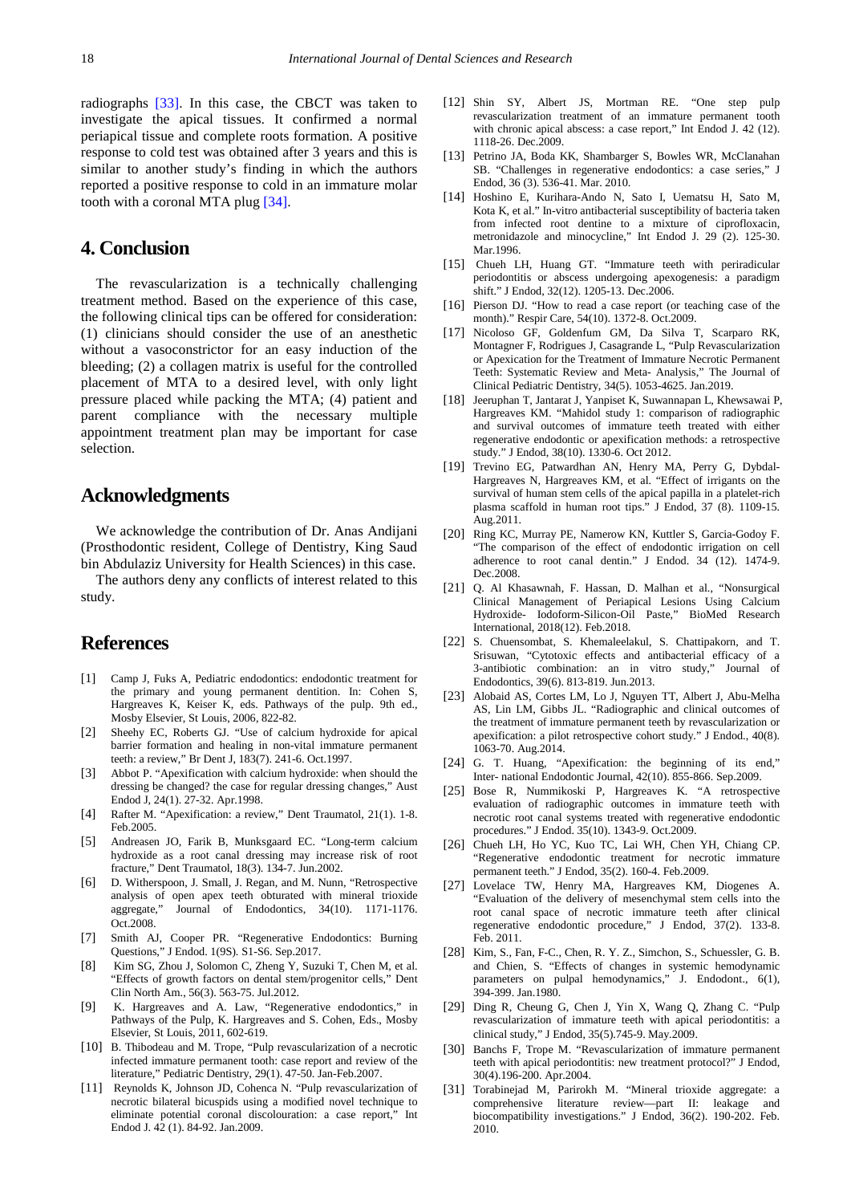radiographs [33]. In this case, the CBCT was taken to investigate the apical tissues. It confirmed a normal periapical tissue and complete roots formation. A positive response to cold test was obtained after 3 years and this is similar to another study's finding in which the authors reported a positive response to cold in an immature molar tooth with a coronal MTA plug [34].

## 4. Conclusion

The revascularization is a technically challenging treatment method. Based on the experience of this case, the following clinical tips can be offered for consideration: (1) clinicians should consider the use of an anesthetic without a vasoconstrictor for an easy induction of the bleeding; (2) a collagen matrix is useful for the controlled placement of MTA to a desired level, with only light pressure placed while packing the MTA; (4) patient and parent compliance with the necessary multiple appointment treatment plan may be important for case selection.

## Acknowledgments

We acknowledge the contribution of Dr. Anas Andijani (Prosthodontic resident, College of Dentistry, King Saud bin Abdulaziz University for Health Sciences) in this case.

The authors deny any conflicts of interest related to this study.

## References

[1] Camp J, Fuks A, Pediatric endodontics: endodontic treatment for the primary and young permanent dentition. In: Cohen S, Hargreaves K, Keiser K, eds. Pathways of the pulp. 9th ed., Mosby Elsevier, St Louis, 2006, 822-82.

[2] Sheehy EC, Roberts GJ. "Use of calcium hydroxide for apical barrier formation and healing in non-vital immature permanent teeth: a review," Br Dent J, 183(7). 241-6. Oct.1997.

[3] Abbot P. "Apexification with calcium hydroxide: when should the dressing be changed? the case for regular dressing changes," Aust Endod J, 24(1). 27-32. Apr.1998.

[4] Rafter M. "Apexification: a review," Dent Traumatol, 21(1). 1-8. Feb.2005.

[5] Andreasen JO, Farik B, Munksgaard EC. "Long-term calcium hydroxide as a root canal dressing may increase risk of root fracture," Dent Traumatol, 18(3). 134-7. Jun.2002.

[6] D. Witherspoon, J. Small, J. Regan, and M. Nunn, "Retrospective analysis of open apex teeth obturated with mineral trioxide aggregate," Journal of Endodontics, 34(10). 1171-1176. Oct.2008.

[7] Smith AJ, Cooper PR. "Regenerative Endodontics: Burning Questions," J Endod. 1(9S). S1-S6. Sep.2017.

[8] Kim SG, Zhou J, Solomon C, Zheng Y, Suzuki T, Chen M, et al. "Effects of growth factors on dental stem/progenitor cells," Dent Clin North Am., 56(3). 563-75. Jul.2012.

[9] K. Hargreaves and A. Law, "Regenerative endodontics," in Pathways of the Pulp, K. Hargreaves and S. Cohen, Eds., Mosby Elsevier, St Louis, 2011, 602-619.

[10] B. Thibodeau and M. Trope, "Pulp revascularization of a necrotic infected immature permanent tooth: case report and review of the literature," Pediatric Dentistry, 29(1). 47-50. Jan-Feb.2007.

[11] Reynolds K, Johnson JD, Cohenca N. "Pulp revascularization of necrotic bilateral bicuspids using a modified novel technique to eliminate potential coronal discolouration: a case report," Int Endod J. 42 (1). 84-92. Jan.2009.

[12] Shin SY, Albert JS, Mortman RE. "One step pulp revascularization treatment of an immature permanent tooth with chronic apical abscess: a case report," Int Endod J. 42 (12). 1118-26. Dec.2009.

[13] Petrino JA, Boda KK, Shambarger S, Bowles WR, McClanahan SB. "Challenges in regenerative endodontics: a case series," J Endod, 36 (3). 536-41. Mar. 2010.

[14] Hoshino E, Kurihara-Ando N, Sato I, Uematsu H, Sato M, Kota K, et al." In-vitro antibacterial susceptibility of bacteria taken from infected root dentine to a mixture of ciprofloxacin, metronidazole and minocycline," Int Endod J. 29 (2). 125-30. Mar.1996.

[15] Chueh LH, Huang GT. "Immature teeth with periradicular periodontitis or abscess undergoing apexogenesis: a paradigm shift." J Endod, 32(12). 1205-13. Dec.2006.

[16] Pierson DJ. "How to read a case report (or teaching case of the month)." Respir Care, 54(10). 1372-8. Oct.2009.

[17] Nicoloso GF, Goldenfum GM, Da Silva T, Scarparo RK, Montagner F, Rodrigues J, Casagrande L, "Pulp Revascularization or Apexication for the Treatment of Immature Necrotic Permanent Teeth: Systematic Review and Meta- Analysis," The Journal of Clinical Pediatric Dentistry, 34(5). 1053-4625. Jan.2019.

[18] Jeeruphan T, Jantarat J, Yanpiset K, Suwannapan L, Khewsawai P, Hargreaves KM. "Mahidol study 1: comparison of radiographic and survival outcomes of immature teeth treated with either regenerative endodontic or apexification methods: a retrospective study." J Endod, 38(10). 1330-6. Oct 2012.

[19] Trevino EG, Patwardhan AN, Henry MA, Perry G, Dybdal-Hargreaves N, Hargreaves KM, et al. "Effect of irrigants on the survival of human stem cells of the apical papilla in a platelet-rich plasma scaffold in human root tips." J Endod, 37 (8). 1109-15. Aug.2011.

[20] Ring KC, Murray PE, Namerow KN, Kuttler S, Garcia-Godoy F. "The comparison of the effect of endodontic irrigation on cell adherence to root canal dentin." J Endod. 34 (12). 1474-9. Dec.2008.

[21] Q. Al Khasawnah, F. Hassan, D. Malhan et al., "Nonsurgical Clinical Management of Periapical Lesions Using Calcium Hydroxide- Iodoform-Silicon-Oil Paste," BioMed Research International, 2018(12). Feb.2018.

[22] S. Chuensombat, S. Khemaleelakul, S. Chattipakorn, and T. Srisuwan, "Cytotoxic effects and antibacterial efficacy of a 3-antibiotic combination: an in vitro study," Journal of Endodontics, 39(6). 813-819. Jun.2013.

[23] Alobaid AS, Cortes LM, Lo J, Nguyen TT, Albert J, Abu-Melha AS, Lin LM, Gibbs JL. "Radiographic and clinical outcomes of the treatment of immature permanent teeth by revascularization or apexification: a pilot retrospective cohort study." J Endod., 40(8). 1063-70. Aug.2014.

[24] G. T. Huang, "Apexification: the beginning of its end," Inter- national Endodontic Journal, 42(10). 855-866. Sep.2009.

[25] Bose R, Nummikoski P, Hargreaves K. "A retrospective evaluation of radiographic outcomes in immature teeth with necrotic root canal systems treated with regenerative endodontic procedures." J Endod. 35(10). 1343-9. Oct.2009.

[26] Chueh LH, Ho YC, Kuo TC, Lai WH, Chen YH, Chiang CP. "Regenerative endodontic treatment for necrotic immature permanent teeth." J Endod, 35(2). 160-4. Feb.2009.

[27] Lovelace TW, Henry MA, Hargreaves KM, Diogenes A. "Evaluation of the delivery of mesenchymal stem cells into the root canal space of necrotic immature teeth after clinical regenerative endodontic procedure," J Endod, 37(2). 133-8. Feb. 2011.

[28] Kim, S., Fan, F-C., Chen, R. Y. Z., Simchon, S., Schuessler, G. B. and Chien, S. "Effects of changes in systemic hemodynamic parameters on pulpal hemodynamics," J. Endodont., 6(1), 394-399. Jan.1980.

[29] Ding R, Cheung G, Chen J, Yin X, Wang Q, Zhang C. "Pulp revascularization of immature teeth with apical periodontitis: a clinical study," J Endod, 35(5).745-9. May.2009.

[30] Banchs F, Trope M. "Revascularization of immature permanent teeth with apical periodontitis: new treatment protocol?" J Endod, 30(4).196-200. Apr.2004.

[31] Torabinejad M, Parirokh M. "Mineral trioxide aggregate: a comprehensive literature review—part II: leakage and biocompatibility investigations." J Endod, 36(2). 190-202. Feb. 2010.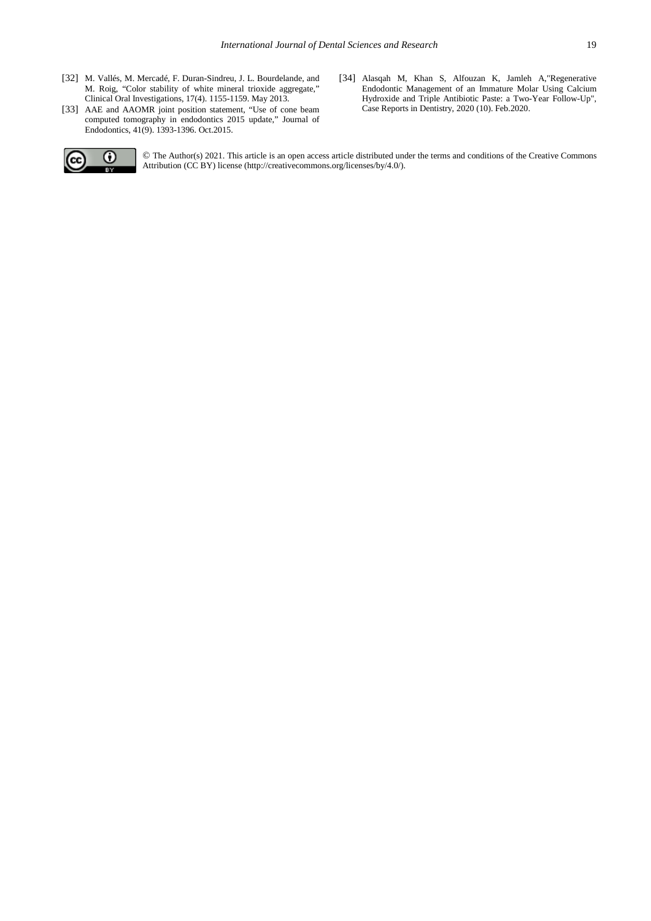[32] M. Vallés, M. Mercadé, F. Duran-Sindreu, J. L. Bourdelande, and M. Roig, "Color stability of white mineral trioxide aggregate," Clinical Oral Investigations, 17(4). 1155-1159. May 2013.

[33] AAE and AAOMR joint position statement, "Use of cone beam computed tomography in endodontics 2015 update," Journal of Endodontics, 41(9). 1393-1396. Oct.2015.

[34] Alasqah M, Khan S, Alfouzan K, Jamleh A,"Regenerative Endodontic Management of an Immature Molar Using Calcium Hydroxide and Triple Antibiotic Paste: a Two-Year Follow-Up", Case Reports in Dentistry, 2020 (10). Feb.2020.

© The Author(s) 2021. This article is an open access article distributed under the terms and conditions of the Creative Commons Attribution (CC BY) license (http://creativecommons.org/licenses/by/4.0/).